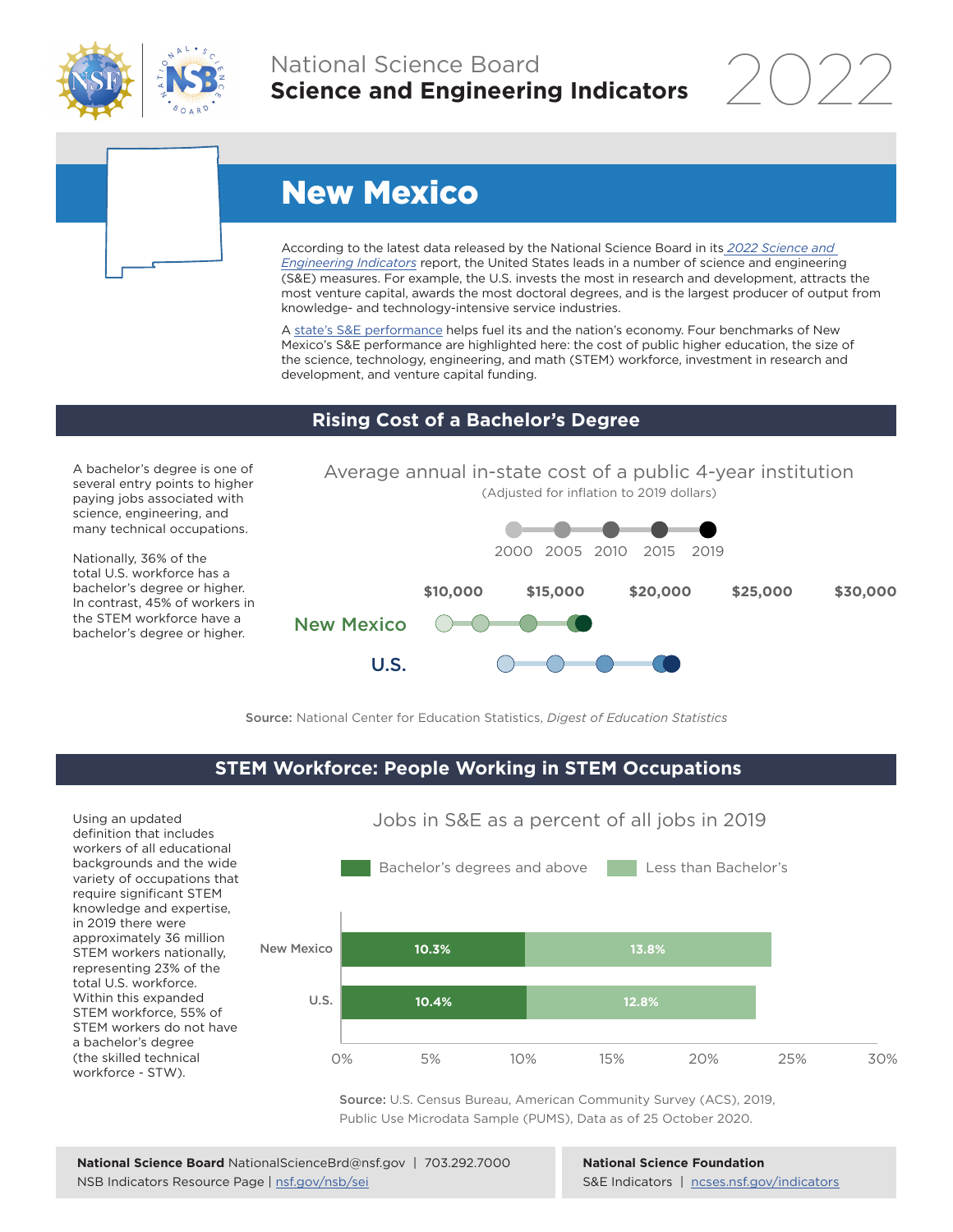National Science Board
**Science and Engineering Indicators** 2022

# New Mexico

According to the latest data released by the National Science Board in its *2022 Science and Engineering Indicators* report, the United States leads in a number of science and engineering (S&E) measures. For example, the U.S. invests the most in research and development, attracts the most venture capital, awards the most doctoral degrees, and is the largest producer of output from knowledge- and technology-intensive service industries.

A state's S&E performance helps fuel its and the nation's economy. Four benchmarks of New Mexico's S&E performance are highlighted here: the cost of public higher education, the size of the science, technology, engineering, and math (STEM) workforce, investment in research and development, and venture capital funding.

## Rising Cost of a Bachelor's Degree

A bachelor's degree is one of several entry points to higher paying jobs associated with science, engineering, and many technical occupations.

Nationally, 36% of the total U.S. workforce has a bachelor's degree or higher. In contrast, 45% of workers in the STEM workforce have a bachelor's degree or higher.

Average annual in-state cost of a public 4-year institution
(Adjusted for inflation to 2019 dollars)

2000 2005 2010 2015 2019

$10,000 $15,000 $20,000 $25,000 $30,000

New Mexico

U.S.

**Source:** National Center for Education Statistics, *Digest of Education Statistics*

## STEM Workforce: People Working in STEM Occupations

Using an updated definition that includes workers of all educational backgrounds and the wide variety of occupations that require significant STEM knowledge and expertise, in 2019 there were approximately 36 million STEM workers nationally, representing 23% of the total U.S. workforce. Within this expanded STEM workforce, 55% of STEM workers do not have a bachelor's degree (the skilled technical workforce - STW).

Jobs in S&E as a percent of all jobs in 2019

| | Bachelor's degrees and above | Less than Bachelor's |
|---|---|---|
| New Mexico | 10.3% | 13.8% |
| U.S. | 10.4% | 12.8% |

**Source:** U.S. Census Bureau, American Community Survey (ACS), 2019, Public Use Microdata Sample (PUMS), Data as of 25 October 2020.

**National Science Board** NationalScienceBrd@nsf.gov | 703.292.7000
NSB Indicators Resource Page | nsf.gov/nsb/sei

**National Science Foundation**
S&E Indicators | ncses.nsf.gov/indicators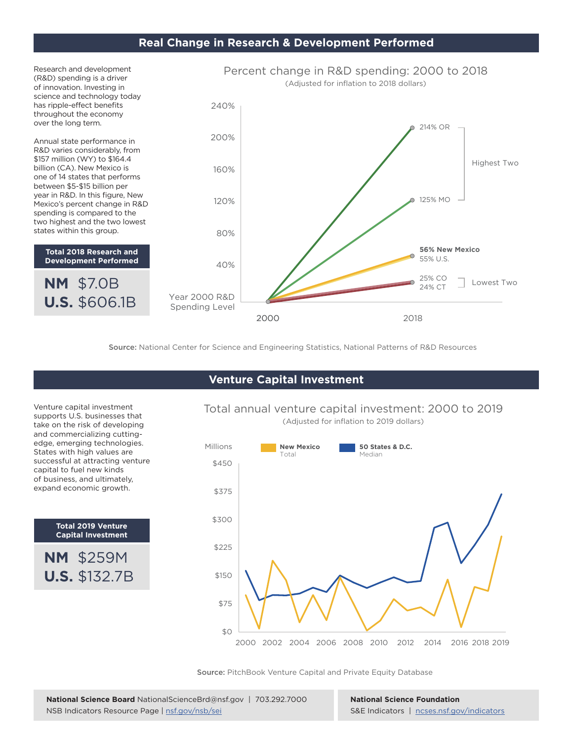## Real Change in Research & Development Performed

Research and development (R&D) spending is a driver of innovation. Investing in science and technology today has ripple-effect benefits throughout the economy over the long term.

Annual state performance in R&D varies considerably, from $157 million (WY) to $164.4 billion (CA). New Mexico is one of 14 states that performs between $5-$15 billion per year in R&D. In this figure, New Mexico's percent change in R&D spending is compared to the two highest and the two lowest states within this group.

**Total 2018 Research and Development Performed**

**NM** $7.0B
**U.S.** $606.1B

Percent change in R&D spending: 2000 to 2018
(Adjusted for inflation to 2018 dollars)

240%
200%
160%
120%
80%
40%
Year 2000 R&D Spending Level
2000
2018
214% OR
125% MO
Highest Two
**56% New Mexico**
55% U.S.
25% CO
24% CT
Lowest Two

**Source:** National Center for Science and Engineering Statistics, National Patterns of R&D Resources

## Venture Capital Investment

Venture capital investment supports U.S. businesses that take on the risk of developing and commercializing cutting-edge, emerging technologies. States with high values are successful at attracting venture capital to fuel new kinds of business, and ultimately, expand economic growth.

**Total 2019 Venture Capital Investment**

**NM** $259M
**U.S.** $132.7B

Total annual venture capital investment: 2000 to 2019
(Adjusted for inflation to 2019 dollars)

Millions
**New Mexico** Total
**50 States & D.C.** Median
$450
$375
$300
$225
$150
$75
$0
2000 2002 2004 2006 2008 2010 2012 2014 2016 2018 2019

**Source:** PitchBook Venture Capital and Private Equity Database

**National Science Board** NationalScienceBrd@nsf.gov | 703.292.7000
NSB Indicators Resource Page | nsf.gov/nsb/sei

**National Science Foundation**
S&E Indicators | ncses.nsf.gov/indicators